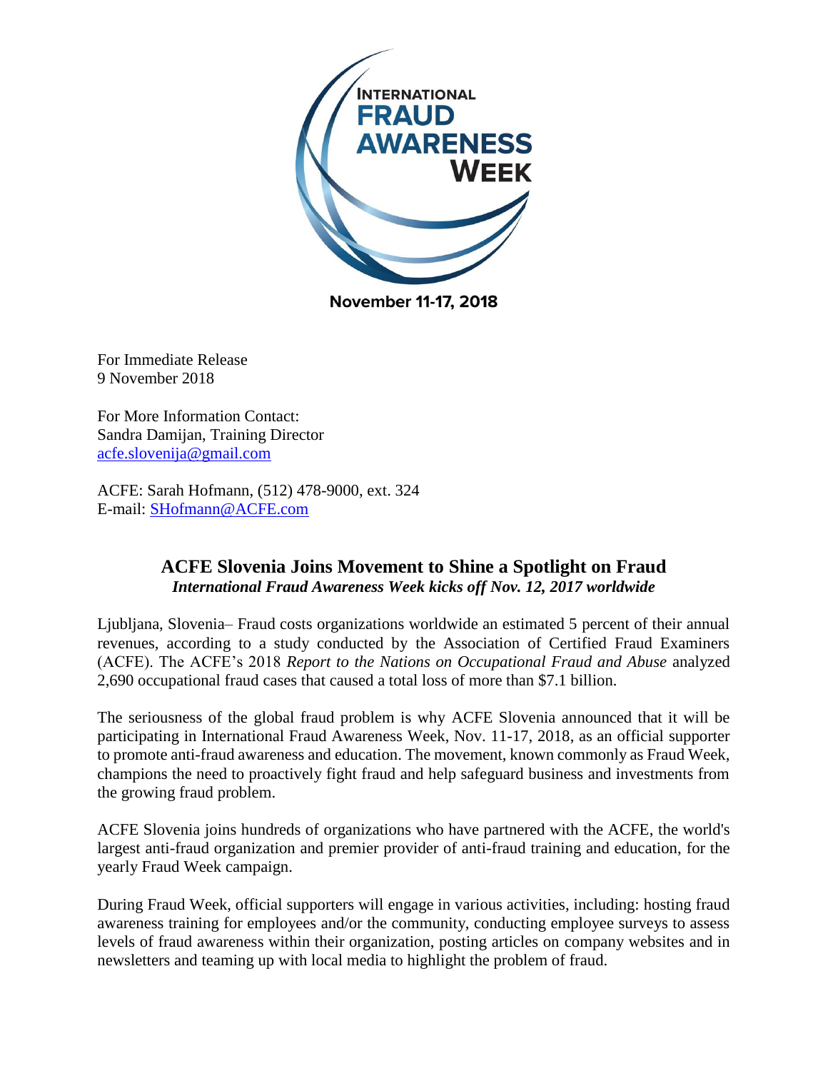INTERNATIONAL FRAUD AWARENESS WEEK

November 11-17, 2018

For Immediate Release
9 November 2018

For More Information Contact:
Sandra Damijan, Training Director
acfe.slovenija@gmail.com

ACFE: Sarah Hofmann, (512) 478-9000, ext. 324
E-mail: SHofmann@ACFE.com

## ACFE Slovenia Joins Movement to Shine a Spotlight on Fraud

***International Fraud Awareness Week kicks off Nov. 12, 2017 worldwide***

Ljubljana, Slovenia– Fraud costs organizations worldwide an estimated 5 percent of their annual revenues, according to a study conducted by the Association of Certified Fraud Examiners (ACFE). The ACFE's 2018 *Report to the Nations on Occupational Fraud and Abuse* analyzed 2,690 occupational fraud cases that caused a total loss of more than $7.1 billion.

The seriousness of the global fraud problem is why ACFE Slovenia announced that it will be participating in International Fraud Awareness Week, Nov. 11-17, 2018, as an official supporter to promote anti-fraud awareness and education. The movement, known commonly as Fraud Week, champions the need to proactively fight fraud and help safeguard business and investments from the growing fraud problem.

ACFE Slovenia joins hundreds of organizations who have partnered with the ACFE, the world's largest anti-fraud organization and premier provider of anti-fraud training and education, for the yearly Fraud Week campaign.

During Fraud Week, official supporters will engage in various activities, including: hosting fraud awareness training for employees and/or the community, conducting employee surveys to assess levels of fraud awareness within their organization, posting articles on company websites and in newsletters and teaming up with local media to highlight the problem of fraud.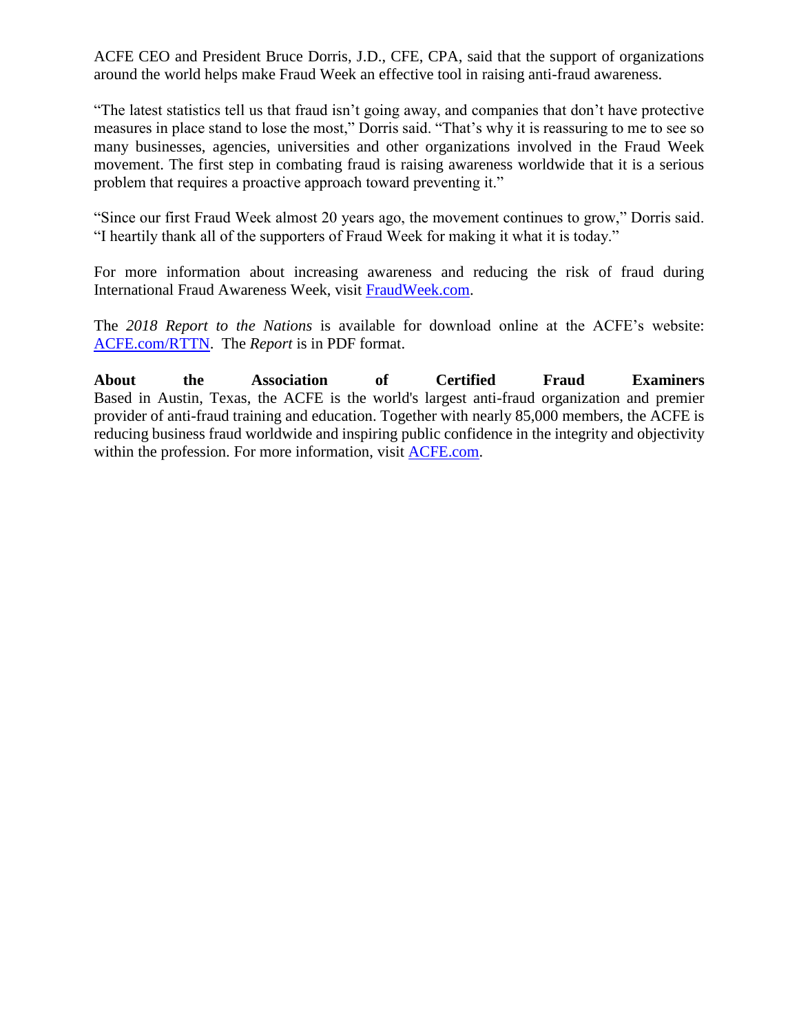ACFE CEO and President Bruce Dorris, J.D., CFE, CPA, said that the support of organizations around the world helps make Fraud Week an effective tool in raising anti-fraud awareness.

"The latest statistics tell us that fraud isn't going away, and companies that don't have protective measures in place stand to lose the most," Dorris said. "That's why it is reassuring to me to see so many businesses, agencies, universities and other organizations involved in the Fraud Week movement. The first step in combating fraud is raising awareness worldwide that it is a serious problem that requires a proactive approach toward preventing it."

"Since our first Fraud Week almost 20 years ago, the movement continues to grow," Dorris said. "I heartily thank all of the supporters of Fraud Week for making it what it is today."

For more information about increasing awareness and reducing the risk of fraud during International Fraud Awareness Week, visit [FraudWeek.com](FraudWeek.com).

The *2018 Report to the Nations* is available for download online at the ACFE's website: [ACFE.com/RTTN](ACFE.com/RTTN). The *Report* is in PDF format.

**About the Association of Certified Fraud Examiners**
Based in Austin, Texas, the ACFE is the world's largest anti-fraud organization and premier provider of anti-fraud training and education. Together with nearly 85,000 members, the ACFE is reducing business fraud worldwide and inspiring public confidence in the integrity and objectivity within the profession. For more information, visit [ACFE.com](ACFE.com).